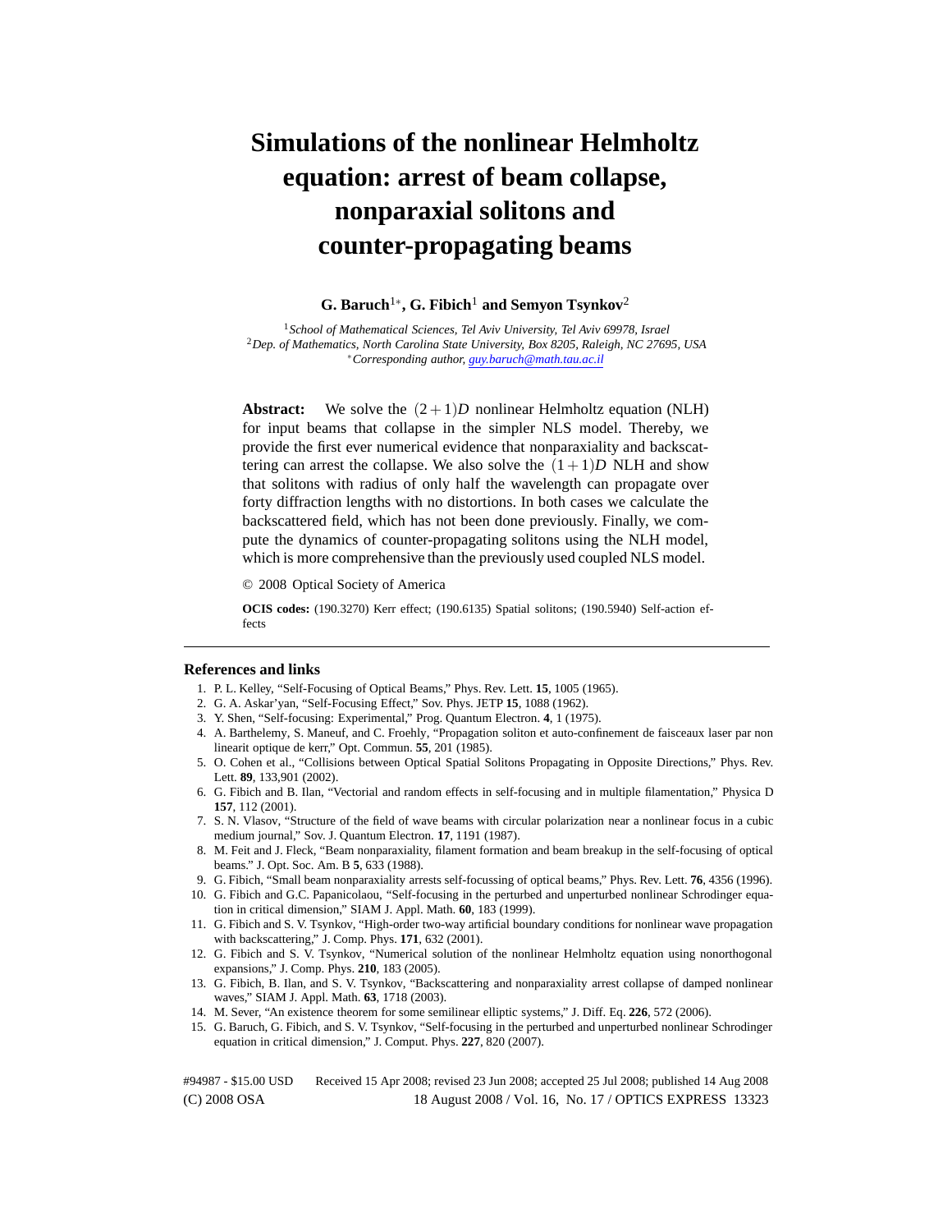# Simulations of the nonlinear Helmholtz equation: arrest of beam collapse, nonparaxial solitons and counter-propagating beams

**G. Baruch[1*], G. Fibich[1] and Semyon Tsynkov[2]**

[1] *School of Mathematical Sciences, Tel Aviv University, Tel Aviv 69978, Israel*
[2] *Dep. of Mathematics, North Carolina State University, Box 8205, Raleigh, NC 27695, USA*
[*] *Corresponding author, guy.baruch@math.tau.ac.il*

**Abstract:** We solve the $(2+1)D$ nonlinear Helmholtz equation (NLH) for input beams that collapse in the simpler NLS model. Thereby, we provide the first ever numerical evidence that nonparaxiality and backscattering can arrest the collapse. We also solve the $(1+1)D$ NLH and show that solitons with radius of only half the wavelength can propagate over forty diffraction lengths with no distortions. In both cases we calculate the backscattered field, which has not been done previously. Finally, we compute the dynamics of counter-propagating solitons using the NLH model, which is more comprehensive than the previously used coupled NLS model.

© 2008 Optical Society of America

**OCIS codes:** (190.3270) Kerr effect; (190.6135) Spatial solitons; (190.5940) Self-action effects

## References and links

1. P. L. Kelley, "Self-Focusing of Optical Beams," Phys. Rev. Lett. **15**, 1005 (1965).
2. G. A. Askar'yan, "Self-Focusing Effect," Sov. Phys. JETP **15**, 1088 (1962).
3. Y. Shen, "Self-focusing: Experimental," Prog. Quantum Electron. **4**, 1 (1975).
4. A. Barthelemy, S. Maneuf, and C. Froehly, "Propagation soliton et auto-confinement de faisceaux laser par non linearit optique de kerr," Opt. Commun. **55**, 201 (1985).
5. O. Cohen et al., "Collisions between Optical Spatial Solitons Propagating in Opposite Directions," Phys. Rev. Lett. **89**, 133,901 (2002).
6. G. Fibich and B. Ilan, "Vectorial and random effects in self-focusing and in multiple filamentation," Physica D **157**, 112 (2001).
7. S. N. Vlasov, "Structure of the field of wave beams with circular polarization near a nonlinear focus in a cubic medium journal," Sov. J. Quantum Electron. **17**, 1191 (1987).
8. M. Feit and J. Fleck, "Beam nonparaxiality, filament formation and beam breakup in the self-focusing of optical beams." J. Opt. Soc. Am. B **5**, 633 (1988).
9. G. Fibich, "Small beam nonparaxiality arrests self-focussing of optical beams," Phys. Rev. Lett. **76**, 4356 (1996).
10. G. Fibich and G.C. Papanicolaou, "Self-focusing in the perturbed and unperturbed nonlinear Schrodinger equation in critical dimension," SIAM J. Appl. Math. **60**, 183 (1999).
11. G. Fibich and S. V. Tsynkov, "High-order two-way artificial boundary conditions for nonlinear wave propagation with backscattering," J. Comp. Phys. **171**, 632 (2001).
12. G. Fibich and S. V. Tsynkov, "Numerical solution of the nonlinear Helmholtz equation using nonorthogonal expansions," J. Comp. Phys. **210**, 183 (2005).
13. G. Fibich, B. Ilan, and S. V. Tsynkov, "Backscattering and nonparaxiality arrest collapse of damped nonlinear waves," SIAM J. Appl. Math. **63**, 1718 (2003).
14. M. Sever, "An existence theorem for some semilinear elliptic systems," J. Diff. Eq. **226**, 572 (2006).
15. G. Baruch, G. Fibich, and S. V. Tsynkov, "Self-focusing in the perturbed and unperturbed nonlinear Schrodinger equation in critical dimension," J. Comput. Phys. **227**, 820 (2007).

#94987 - $15.00 USD Received 15 Apr 2008; revised 23 Jun 2008; accepted 25 Jul 2008; published 14 Aug 2008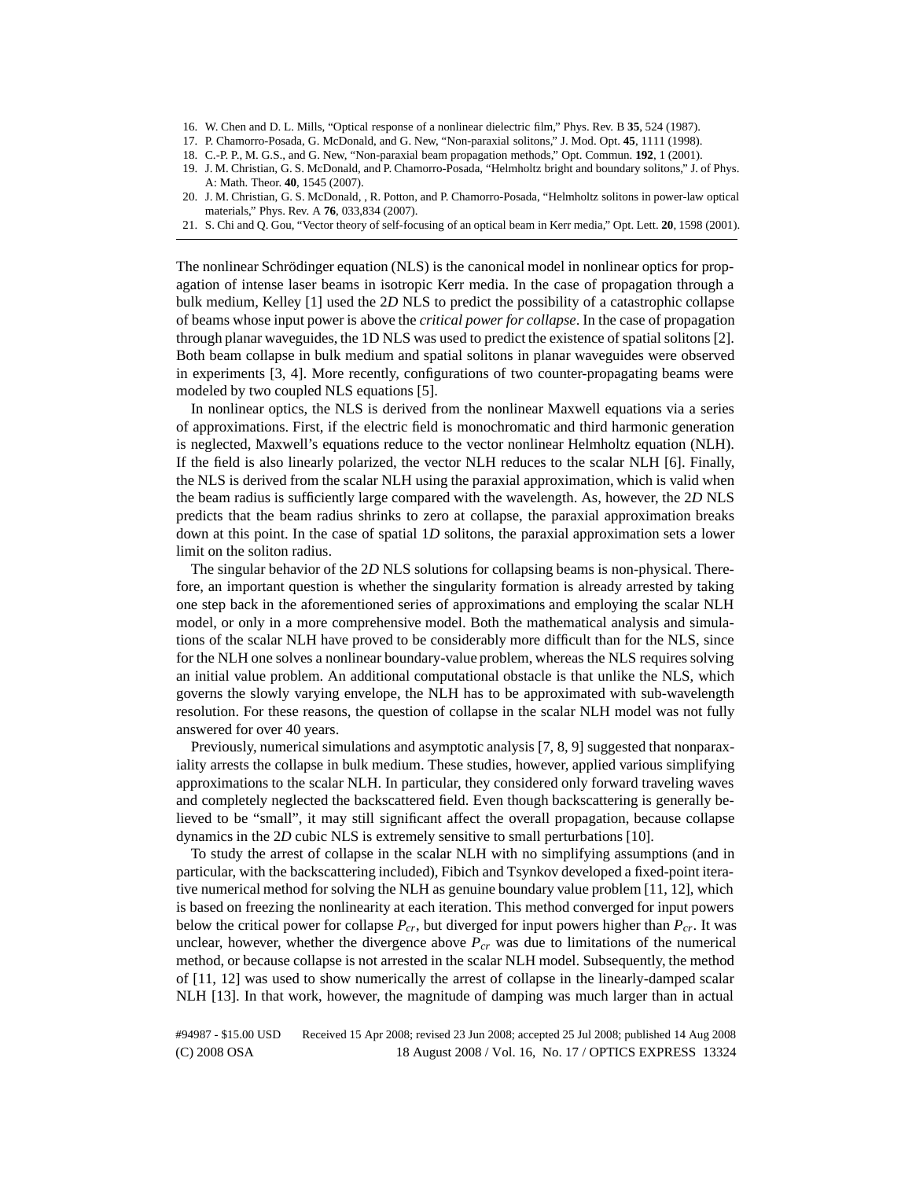16. W. Chen and D. L. Mills, "Optical response of a nonlinear dielectric film," Phys. Rev. B **35**, 524 (1987).
17. P. Chamorro-Posada, G. McDonald, and G. New, "Non-paraxial solitons," J. Mod. Opt. **45**, 1111 (1998).
18. C.-P. P., M. G.S., and G. New, "Non-paraxial beam propagation methods," Opt. Commun. **192**, 1 (2001).
19. J. M. Christian, G. S. McDonald, and P. Chamorro-Posada, "Helmholtz bright and boundary solitons," J. of Phys. A: Math. Theor. **40**, 1545 (2007).
20. J. M. Christian, G. S. McDonald, , R. Potton, and P. Chamorro-Posada, "Helmholtz solitons in power-law optical materials," Phys. Rev. A **76**, 033,834 (2007).
21. S. Chi and Q. Gou, "Vector theory of self-focusing of an optical beam in Kerr media," Opt. Lett. **20**, 1598 (2001).

The nonlinear Schrödinger equation (NLS) is the canonical model in nonlinear optics for propagation of intense laser beams in isotropic Kerr media. In the case of propagation through a bulk medium, Kelley [1] used the 2*D* NLS to predict the possibility of a catastrophic collapse of beams whose input power is above the *critical power for collapse*. In the case of propagation through planar waveguides, the 1D NLS was used to predict the existence of spatial solitons [2]. Both beam collapse in bulk medium and spatial solitons in planar waveguides were observed in experiments [3, 4]. More recently, configurations of two counter-propagating beams were modeled by two coupled NLS equations [5].

In nonlinear optics, the NLS is derived from the nonlinear Maxwell equations via a series of approximations. First, if the electric field is monochromatic and third harmonic generation is neglected, Maxwell's equations reduce to the vector nonlinear Helmholtz equation (NLH). If the field is also linearly polarized, the vector NLH reduces to the scalar NLH [6]. Finally, the NLS is derived from the scalar NLH using the paraxial approximation, which is valid when the beam radius is sufficiently large compared with the wavelength. As, however, the 2*D* NLS predicts that the beam radius shrinks to zero at collapse, the paraxial approximation breaks down at this point. In the case of spatial 1*D* solitons, the paraxial approximation sets a lower limit on the soliton radius.

The singular behavior of the 2*D* NLS solutions for collapsing beams is non-physical. Therefore, an important question is whether the singularity formation is already arrested by taking one step back in the aforementioned series of approximations and employing the scalar NLH model, or only in a more comprehensive model. Both the mathematical analysis and simulations of the scalar NLH have proved to be considerably more difficult than for the NLS, since for the NLH one solves a nonlinear boundary-value problem, whereas the NLS requires solving an initial value problem. An additional computational obstacle is that unlike the NLS, which governs the slowly varying envelope, the NLH has to be approximated with sub-wavelength resolution. For these reasons, the question of collapse in the scalar NLH model was not fully answered for over 40 years.

Previously, numerical simulations and asymptotic analysis [7, 8, 9] suggested that nonparaxiality arrests the collapse in bulk medium. These studies, however, applied various simplifying approximations to the scalar NLH. In particular, they considered only forward traveling waves and completely neglected the backscattered field. Even though backscattering is generally believed to be "small", it may still significant affect the overall propagation, because collapse dynamics in the 2*D* cubic NLS is extremely sensitive to small perturbations [10].

To study the arrest of collapse in the scalar NLH with no simplifying assumptions (and in particular, with the backscattering included), Fibich and Tsynkov developed a fixed-point iterative numerical method for solving the NLH as genuine boundary value problem [11, 12], which is based on freezing the nonlinearity at each iteration. This method converged for input powers below the critical power for collapse $P_{cr}$, but diverged for input powers higher than $P_{cr}$. It was unclear, however, whether the divergence above $P_{cr}$ was due to limitations of the numerical method, or because collapse is not arrested in the scalar NLH model. Subsequently, the method of [11, 12] was used to show numerically the arrest of collapse in the linearly-damped scalar NLH [13]. In that work, however, the magnitude of damping was much larger than in actual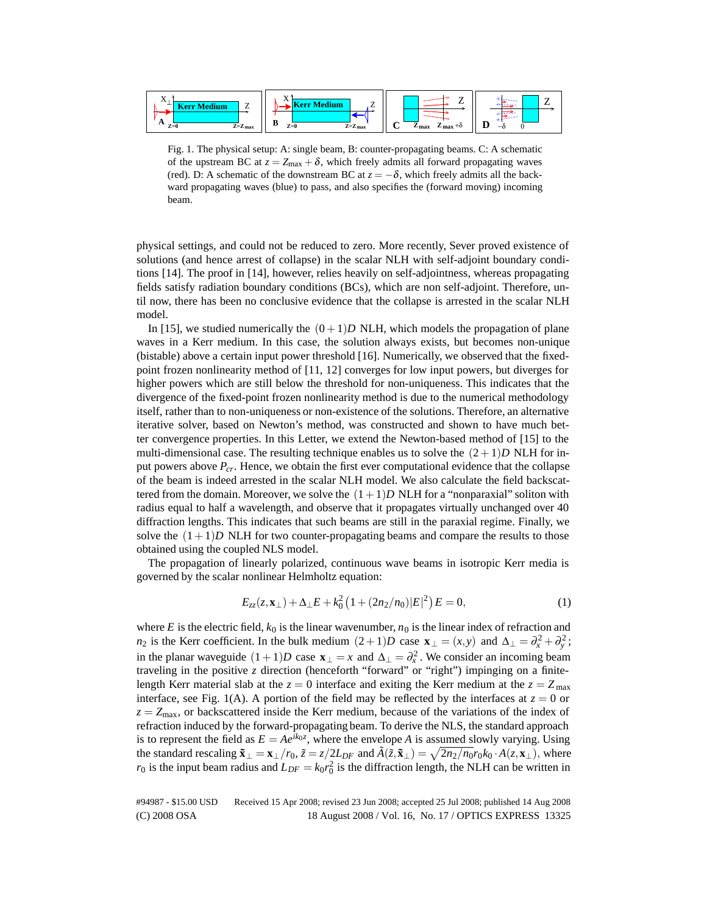Fig. 1. The physical setup: A: single beam, B: counter-propagating beams. C: A schematic of the upstream BC at $z = Z_{\max} + \delta$, which freely admits all forward propagating waves (red). D: A schematic of the downstream BC at $z = -\delta$, which freely admits all the backward propagating waves (blue) to pass, and also specifies the (forward moving) incoming beam.

physical settings, and could not be reduced to zero. More recently, Sever proved existence of solutions (and hence arrest of collapse) in the scalar NLH with self-adjoint boundary conditions [14]. The proof in [14], however, relies heavily on self-adjointness, whereas propagating fields satisfy radiation boundary conditions (BCs), which are non self-adjoint. Therefore, until now, there has been no conclusive evidence that the collapse is arrested in the scalar NLH model.

In [15], we studied numerically the $(0+1)D$ NLH, which models the propagation of plane waves in a Kerr medium. In this case, the solution always exists, but becomes non-unique (bistable) above a certain input power threshold [16]. Numerically, we observed that the fixed-point frozen nonlinearity method of [11, 12] converges for low input powers, but diverges for higher powers which are still below the threshold for non-uniqueness. This indicates that the divergence of the fixed-point frozen nonlinearity method is due to the numerical methodology itself, rather than to non-uniqueness or non-existence of the solutions. Therefore, an alternative iterative solver, based on Newton's method, was constructed and shown to have much better convergence properties. In this Letter, we extend the Newton-based method of [15] to the multi-dimensional case. The resulting technique enables us to solve the $(2+1)D$ NLH for input powers above $P_{cr}$. Hence, we obtain the first ever computational evidence that the collapse of the beam is indeed arrested in the scalar NLH model. We also calculate the field backscattered from the domain. Moreover, we solve the $(1+1)D$ NLH for a "nonparaxial" soliton with radius equal to half a wavelength, and observe that it propagates virtually unchanged over 40 diffraction lengths. This indicates that such beams are still in the paraxial regime. Finally, we solve the $(1+1)D$ NLH for two counter-propagating beams and compare the results to those obtained using the coupled NLS model.

The propagation of linearly polarized, continuous wave beams in isotropic Kerr media is governed by the scalar nonlinear Helmholtz equation:

$$E_{zz}(z, \mathbf{x}_\perp) + \Delta_\perp E + k_0^2 \left(1 + (2n_2/n_0)|E|^2\right) E = 0, \tag{1}$$

where $E$ is the electric field, $k_0$ is the linear wavenumber, $n_0$ is the linear index of refraction and $n_2$ is the Kerr coefficient. In the bulk medium $(2+1)D$ case $\mathbf{x}_\perp = (x, y)$ and $\Delta_\perp = \partial_x^2 + \partial_y^2$; in the planar waveguide $(1+1)D$ case $\mathbf{x}_\perp = x$ and $\Delta_\perp = \partial_x^2$. We consider an incoming beam traveling in the positive $z$ direction (henceforth "forward" or "right") impinging on a finite-length Kerr material slab at the $z = 0$ interface and exiting the Kerr medium at the $z = Z_{\max}$ interface, see Fig. 1(A). A portion of the field may be reflected by the interfaces at $z = 0$ or $z = Z_{\max}$, or backscattered inside the Kerr medium, because of the variations of the index of refraction induced by the forward-propagating beam. To derive the NLS, the standard approach is to represent the field as $E = Ae^{ik_0z}$, where the envelope $A$ is assumed slowly varying. Using the standard rescaling $\tilde{\mathbf{x}}_\perp = \mathbf{x}_\perp / r_0$, $\tilde{z} = z/2L_{DF}$ and $\tilde{A}(\tilde{z}, \tilde{\mathbf{x}}_\perp) = \sqrt{2n_2/n_0}\, r_0 k_0 \cdot A(z, \mathbf{x}_\perp)$, where $r_0$ is the input beam radius and $L_{DF} = k_0 r_0^2$ is the diffraction length, the NLH can be written in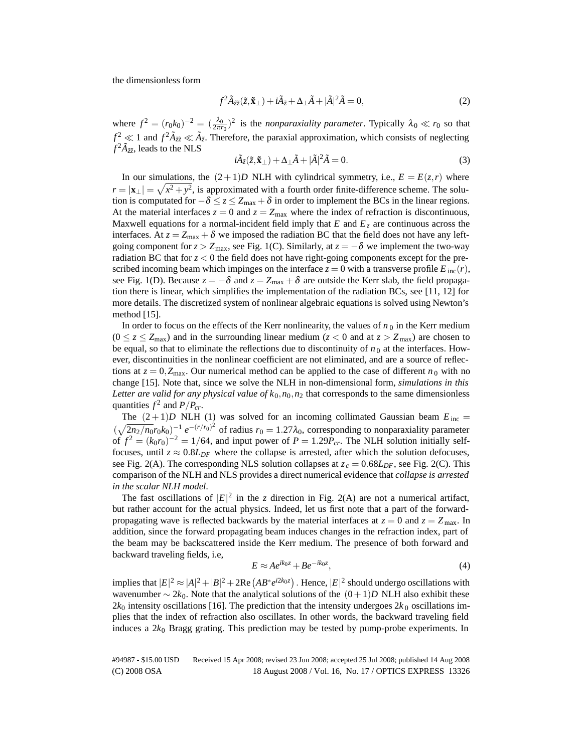the dimensionless form

$$f^2 \tilde{A}_{\tilde{z}\tilde{z}}(\tilde{z}, \tilde{\mathbf{x}}_\perp) + i\tilde{A}_{\tilde{z}} + \Delta_\perp \tilde{A} + |\tilde{A}|^2 \tilde{A} = 0, \tag{2}$$

where $f^2 = (r_0 k_0)^{-2} = (\frac{\lambda_0}{2\pi r_0})^2$ is the *nonparaxiality parameter*. Typically $\lambda_0 \ll r_0$ so that $f^2 \ll 1$ and $f^2 \tilde{A}_{\tilde{z}\tilde{z}} \ll \tilde{A}_{\tilde{z}}$. Therefore, the paraxial approximation, which consists of neglecting $f^2 \tilde{A}_{\tilde{z}\tilde{z}}$, leads to the NLS

$$i\tilde{A}_{\tilde{z}}(\tilde{z}, \tilde{\mathbf{x}}_\perp) + \Delta_\perp \tilde{A} + |\tilde{A}|^2 \tilde{A} = 0. \tag{3}$$

In our simulations, the $(2+1)D$ NLH with cylindrical symmetry, i.e., $E = E(z,r)$ where $r = |\mathbf{x}_\perp| = \sqrt{x^2+y^2}$, is approximated with a fourth order finite-difference scheme. The solution is computated for $-\delta \le z \le Z_{\max} + \delta$ in order to implement the BCs in the linear regions. At the material interfaces $z = 0$ and $z = Z_{\max}$ where the index of refraction is discontinuous, Maxwell equations for a normal-incident field imply that $E$ and $E_z$ are continuous across the interfaces. At $z = Z_{\max} + \delta$ we imposed the radiation BC that the field does not have any left-going component for $z > Z_{\max}$, see Fig. 1(C). Similarly, at $z = -\delta$ we implement the two-way radiation BC that for $z < 0$ the field does not have right-going components except for the prescribed incoming beam which impinges on the interface $z = 0$ with a transverse profile $E_{\text{inc}}(r)$, see Fig. 1(D). Because $z = -\delta$ and $z = Z_{\max} + \delta$ are outside the Kerr slab, the field propagation there is linear, which simplifies the implementation of the radiation BCs, see [11, 12] for more details. The discretized system of nonlinear algebraic equations is solved using Newton's method [15].

In order to focus on the effects of the Kerr nonlinearity, the values of $n_0$ in the Kerr medium ($0 \le z \le Z_{\max}$) and in the surrounding linear medium ($z < 0$ and at $z > Z_{\max}$) are chosen to be equal, so that to eliminate the reflections due to discontinuity of $n_0$ at the interfaces. However, discontinuities in the nonlinear coefficient are not eliminated, and are a source of reflections at $z = 0, Z_{\max}$. Our numerical method can be applied to the case of different $n_0$ with no change [15]. Note that, since we solve the NLH in non-dimensional form, *simulations in this Letter are valid for any physical value of $k_0, n_0, n_2$* that corresponds to the same dimensionless quantities $f^2$ and $P/P_{cr}$.

The $(2+1)D$ NLH (1) was solved for an incoming collimated Gaussian beam $E_{\text{inc}} = (\sqrt{2n_2/n_0}\, r_0 k_0)^{-1} e^{-(r/r_0)^2}$ of radius $r_0 = 1.27\lambda_0$, corresponding to nonparaxiality parameter of $f^2 = (k_0 r_0)^{-2} = 1/64$, and input power of $P = 1.29 P_{cr}$. The NLH solution initially self-focuses, until $z \approx 0.8 L_{DF}$ where the collapse is arrested, after which the solution defocuses, see Fig. 2(A). The corresponding NLS solution collapses at $z_c = 0.68 L_{DF}$, see Fig. 2(C). This comparison of the NLH and NLS provides a direct numerical evidence that *collapse is arrested in the scalar NLH model*.

The fast oscillations of $|E|^2$ in the $z$ direction in Fig. 2(A) are not a numerical artifact, but rather account for the actual physics. Indeed, let us first note that a part of the forward-propagating wave is reflected backwards by the material interfaces at $z = 0$ and $z = Z_{\max}$. In addition, since the forward propagating beam induces changes in the refraction index, part of the beam may be backscattered inside the Kerr medium. The presence of both forward and backward traveling fields, i.e,

$$E \approx A e^{ik_0 z} + B e^{-ik_0 z}, \tag{4}$$

implies that $|E|^2 \approx |A|^2 + |B|^2 + 2\mathrm{Re}\left(AB^* e^{i2k_0 z}\right)$. Hence, $|E|^2$ should undergo oscillations with wavenumber $\sim 2k_0$. Note that the analytical solutions of the $(0+1)D$ NLH also exhibit these $2k_0$ intensity oscillations [16]. The prediction that the intensity undergoes $2k_0$ oscillations implies that the index of refraction also oscillates. In other words, the backward traveling field induces a $2k_0$ Bragg grating. This prediction may be tested by pump-probe experiments. In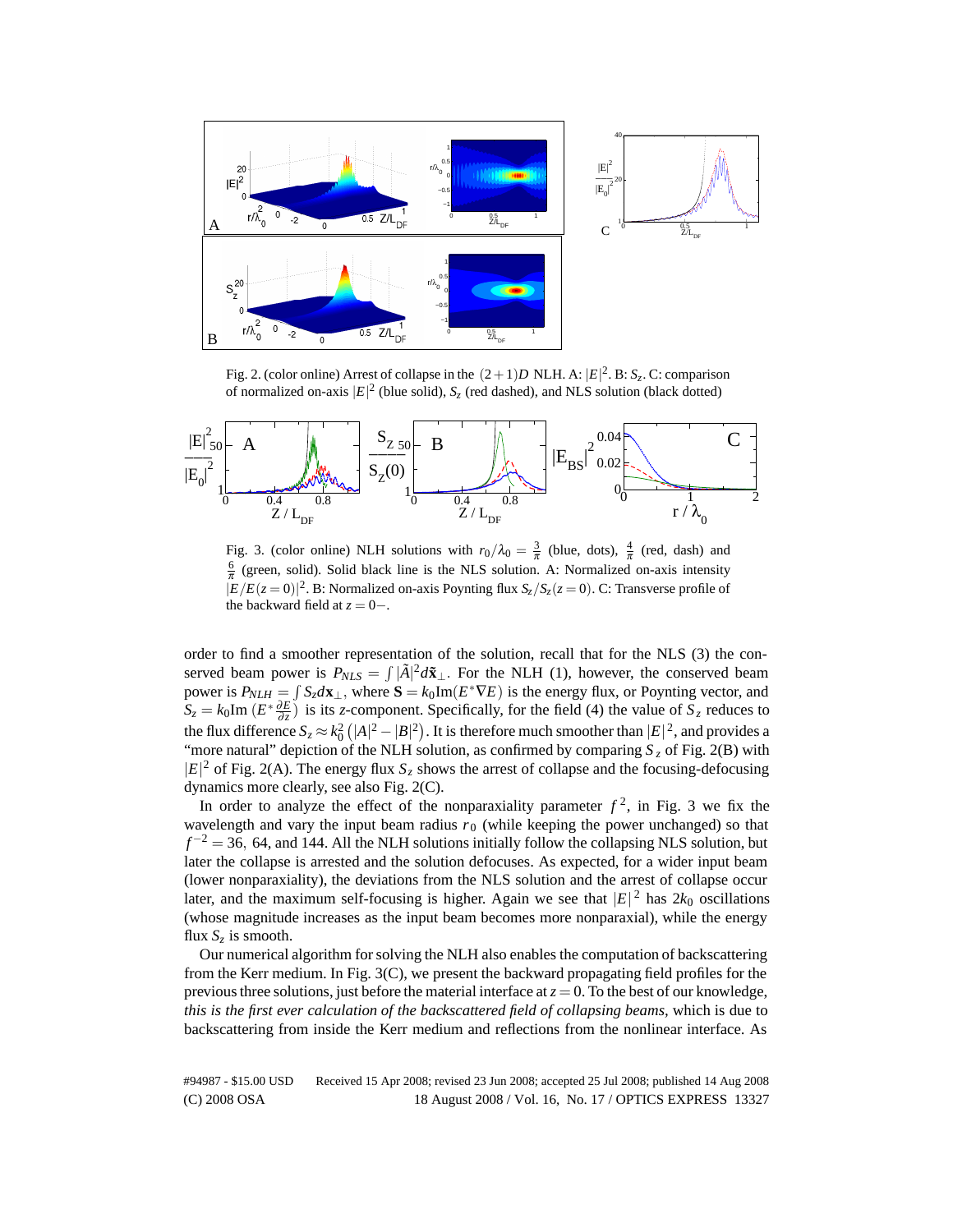Fig. 2. (color online) Arrest of collapse in the $(2+1)D$ NLH. A: $|E|^2$. B: $S_z$. C: comparison of normalized on-axis $|E|^2$ (blue solid), $S_z$ (red dashed), and NLS solution (black dotted)

Fig. 3. (color online) NLH solutions with $r_0/\lambda_0 = \frac{3}{\pi}$ (blue, dots), $\frac{4}{\pi}$ (red, dash) and $\frac{6}{\pi}$ (green, solid). Solid black line is the NLS solution. A: Normalized on-axis intensity $|E/E(z=0)|^2$. B: Normalized on-axis Poynting flux $S_z/S_z(z=0)$. C: Transverse profile of the backward field at $z = 0-$.

order to find a smoother representation of the solution, recall that for the NLS (3) the conserved beam power is $P_{NLS} = \int |\tilde{A}|^2 d\tilde{\mathbf{x}}_\perp$. For the NLH (1), however, the conserved beam power is $P_{NLH} = \int S_z d\mathbf{x}_\perp$, where $\mathbf{S} = k_0 \mathrm{Im}(E^* \nabla E)$ is the energy flux, or Poynting vector, and $S_z = k_0 \mathrm{Im}\left(E^* \frac{\partial E}{\partial z}\right)$ is its $z$-component. Specifically, for the field (4) the value of $S_z$ reduces to the flux difference $S_z \approx k_0^2 \left(|A|^2 - |B|^2\right)$. It is therefore much smoother than $|E|^2$, and provides a "more natural" depiction of the NLH solution, as confirmed by comparing $S_z$ of Fig. 2(B) with $|E|^2$ of Fig. 2(A). The energy flux $S_z$ shows the arrest of collapse and the focusing-defocusing dynamics more clearly, see also Fig. 2(C).

In order to analyze the effect of the nonparaxiality parameter $f^2$, in Fig. 3 we fix the wavelength and vary the input beam radius $r_0$ (while keeping the power unchanged) so that $f^{-2} = 36,\ 64$, and 144. All the NLH solutions initially follow the collapsing NLS solution, but later the collapse is arrested and the solution defocuses. As expected, for a wider input beam (lower nonparaxiality), the deviations from the NLS solution and the arrest of collapse occur later, and the maximum self-focusing is higher. Again we see that $|E|^2$ has $2k_0$ oscillations (whose magnitude increases as the input beam becomes more nonparaxial), while the energy flux $S_z$ is smooth.

Our numerical algorithm for solving the NLH also enables the computation of backscattering from the Kerr medium. In Fig. 3(C), we present the backward propagating field profiles for the previous three solutions, just before the material interface at $z = 0$. To the best of our knowledge, *this is the first ever calculation of the backscattered field of collapsing beams*, which is due to backscattering from inside the Kerr medium and reflections from the nonlinear interface. As

#94987 - $15.00 USD Received 15 Apr 2008; revised 23 Jun 2008; accepted 25 Jul 2008; published 14 Aug 2008
(C) 2008 OSA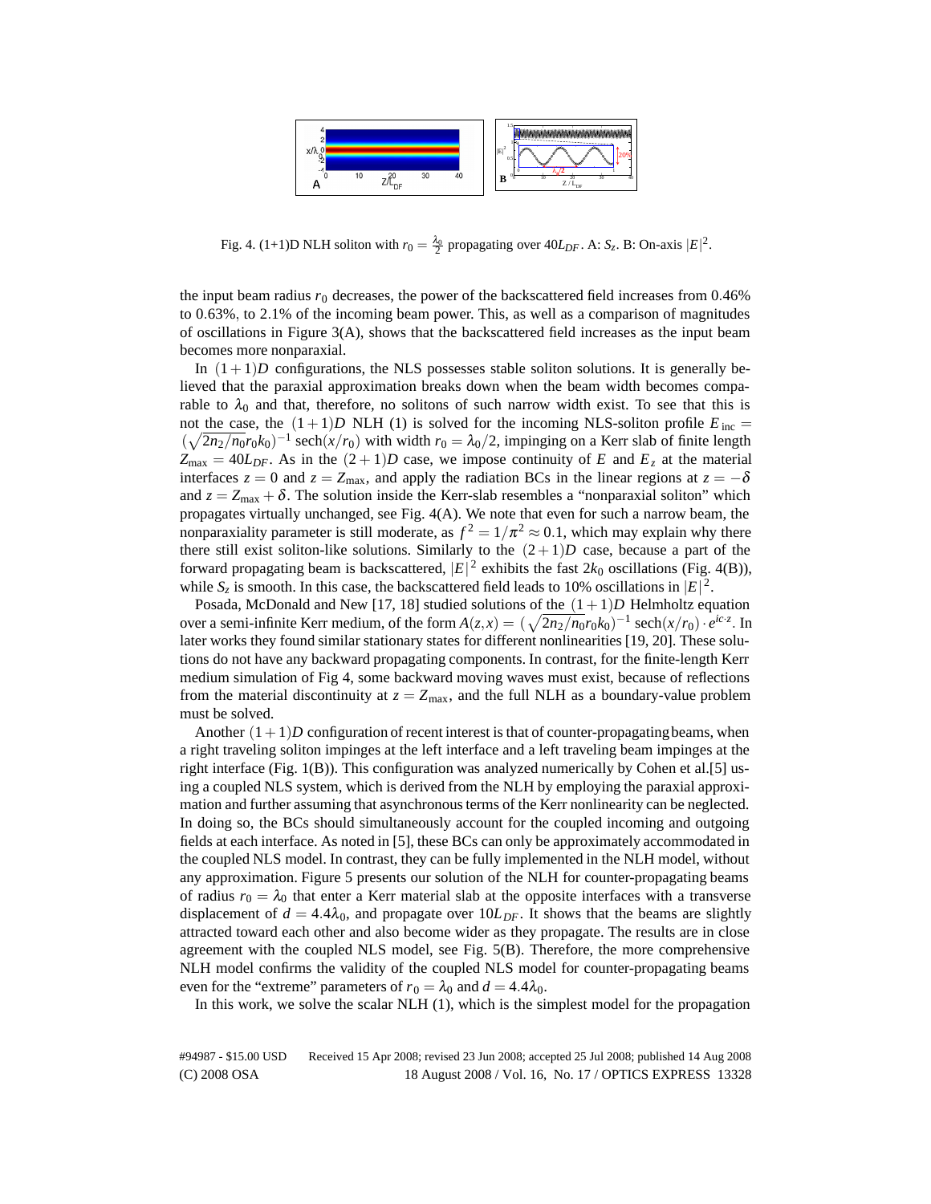Fig. 4. (1+1)D NLH soliton with $r_0 = \frac{\lambda_0}{2}$ propagating over $40L_{DF}$. A: $S_z$. B: On-axis $|E|^2$.

the input beam radius $r_0$ decreases, the power of the backscattered field increases from 0.46% to 0.63%, to 2.1% of the incoming beam power. This, as well as a comparison of magnitudes of oscillations in Figure 3(A), shows that the backscattered field increases as the input beam becomes more nonparaxial.

In $(1+1)D$ configurations, the NLS possesses stable soliton solutions. It is generally believed that the paraxial approximation breaks down when the beam width becomes comparable to $\lambda_0$ and that, therefore, no solitons of such narrow width exist. To see that this is not the case, the $(1+1)D$ NLH (1) is solved for the incoming NLS-soliton profile $E_{\text{inc}} = (\sqrt{2n_2/n_0}r_0k_0)^{-1}\,\text{sech}(x/r_0)$ with width $r_0 = \lambda_0/2$, impinging on a Kerr slab of finite length $Z_{\max} = 40L_{DF}$. As in the $(2+1)D$ case, we impose continuity of $E$ and $E_z$ at the material interfaces $z = 0$ and $z = Z_{\max}$, and apply the radiation BCs in the linear regions at $z = -\delta$ and $z = Z_{\max} + \delta$. The solution inside the Kerr-slab resembles a "nonparaxial soliton" which propagates virtually unchanged, see Fig. 4(A). We note that even for such a narrow beam, the nonparaxiality parameter is still moderate, as $f^2 = 1/\pi^2 \approx 0.1$, which may explain why there there still exist soliton-like solutions. Similarly to the $(2+1)D$ case, because a part of the forward propagating beam is backscattered, $|E|^2$ exhibits the fast $2k_0$ oscillations (Fig. 4(B)), while $S_z$ is smooth. In this case, the backscattered field leads to 10% oscillations in $|E|^2$.

Posada, McDonald and New [17, 18] studied solutions of the $(1+1)D$ Helmholtz equation over a semi-infinite Kerr medium, of the form $A(z,x) = (\sqrt{2n_2/n_0}r_0k_0)^{-1}\,\text{sech}(x/r_0)\cdot e^{ic\cdot z}$. In later works they found similar stationary states for different nonlinearities [19, 20]. These solutions do not have any backward propagating components. In contrast, for the finite-length Kerr medium simulation of Fig 4, some backward moving waves must exist, because of reflections from the material discontinuity at $z = Z_{\max}$, and the full NLH as a boundary-value problem must be solved.

Another $(1+1)D$ configuration of recent interest is that of counter-propagating beams, when a right traveling soliton impinges at the left interface and a left traveling beam impinges at the right interface (Fig. 1(B)). This configuration was analyzed numerically by Cohen et al.[5] using a coupled NLS system, which is derived from the NLH by employing the paraxial approximation and further assuming that asynchronous terms of the Kerr nonlinearity can be neglected. In doing so, the BCs should simultaneously account for the coupled incoming and outgoing fields at each interface. As noted in [5], these BCs can only be approximately accommodated in the coupled NLS model. In contrast, they can be fully implemented in the NLH model, without any approximation. Figure 5 presents our solution of the NLH for counter-propagating beams of radius $r_0 = \lambda_0$ that enter a Kerr material slab at the opposite interfaces with a transverse displacement of $d = 4.4\lambda_0$, and propagate over $10L_{DF}$. It shows that the beams are slightly attracted toward each other and also become wider as they propagate. The results are in close agreement with the coupled NLS model, see Fig. 5(B). Therefore, the more comprehensive NLH model confirms the validity of the coupled NLS model for counter-propagating beams even for the "extreme" parameters of $r_0 = \lambda_0$ and $d = 4.4\lambda_0$.

In this work, we solve the scalar NLH (1), which is the simplest model for the propagation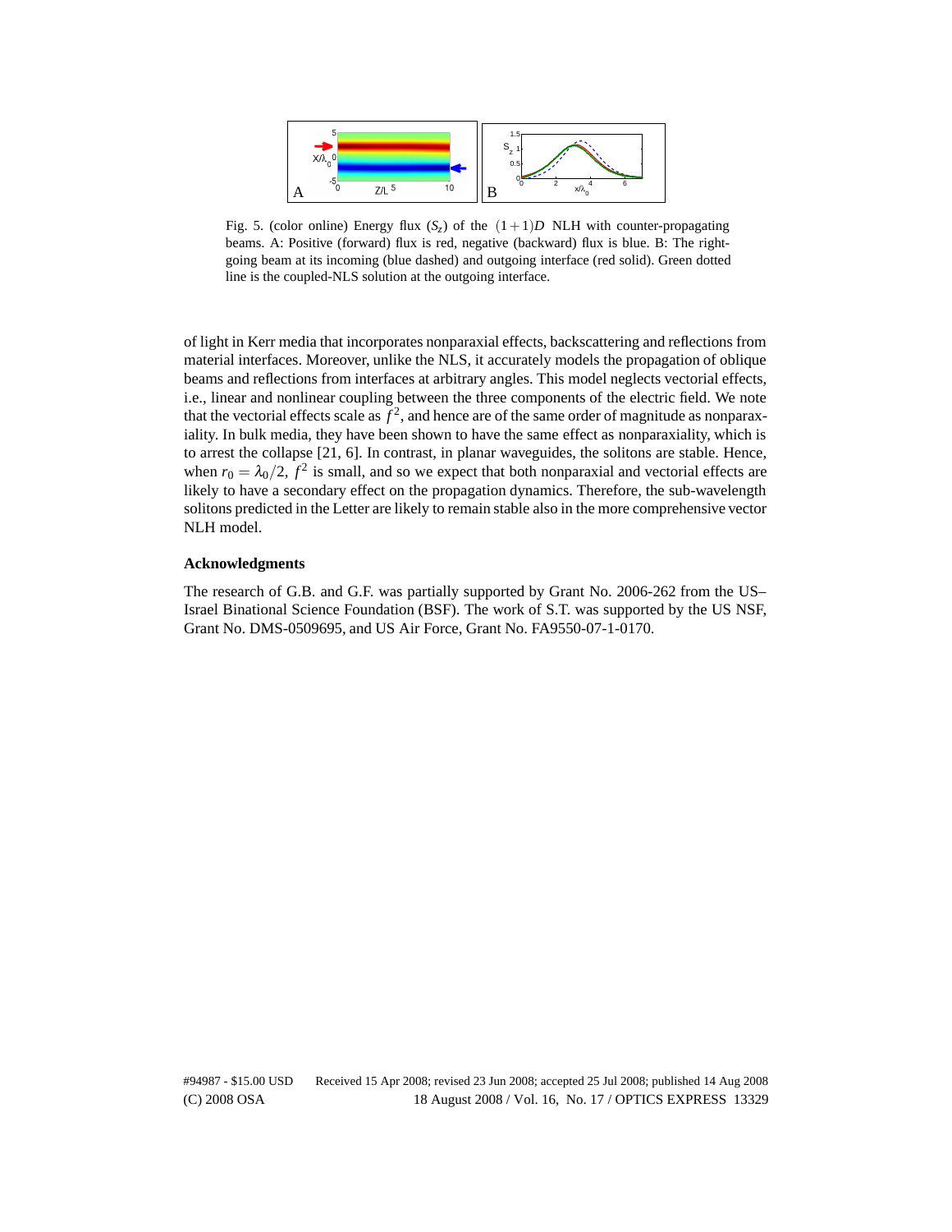A

5

$X/\lambda_0$ 0

-5

0 Z/L 5 10

B

1.5

$S_z$ 1

0.5

0

0 2 4 6

$x/\lambda_0$

Fig. 5. (color online) Energy flux ($S_z$) of the $(1+1)D$ NLH with counter-propagating beams. A: Positive (forward) flux is red, negative (backward) flux is blue. B: The right-going beam at its incoming (blue dashed) and outgoing interface (red solid). Green dotted line is the coupled-NLS solution at the outgoing interface.

of light in Kerr media that incorporates nonparaxial effects, backscattering and reflections from material interfaces. Moreover, unlike the NLS, it accurately models the propagation of oblique beams and reflections from interfaces at arbitrary angles. This model neglects vectorial effects, i.e., linear and nonlinear coupling between the three components of the electric field. We note that the vectorial effects scale as $f^2$, and hence are of the same order of magnitude as nonparaxiality. In bulk media, they have been shown to have the same effect as nonparaxiality, which is to arrest the collapse [21, 6]. In contrast, in planar waveguides, the solitons are stable. Hence, when $r_0 = \lambda_0/2$, $f^2$ is small, and so we expect that both nonparaxial and vectorial effects are likely to have a secondary effect on the propagation dynamics. Therefore, the sub-wavelength solitons predicted in the Letter are likely to remain stable also in the more comprehensive vector NLH model.

### Acknowledgments

The research of G.B. and G.F. was partially supported by Grant No. 2006-262 from the US–Israel Binational Science Foundation (BSF). The work of S.T. was supported by the US NSF, Grant No. DMS-0509695, and US Air Force, Grant No. FA9550-07-1-0170.

#94987 - $15.00 USD Received 15 Apr 2008; revised 23 Jun 2008; accepted 25 Jul 2008; published 14 Aug 2008